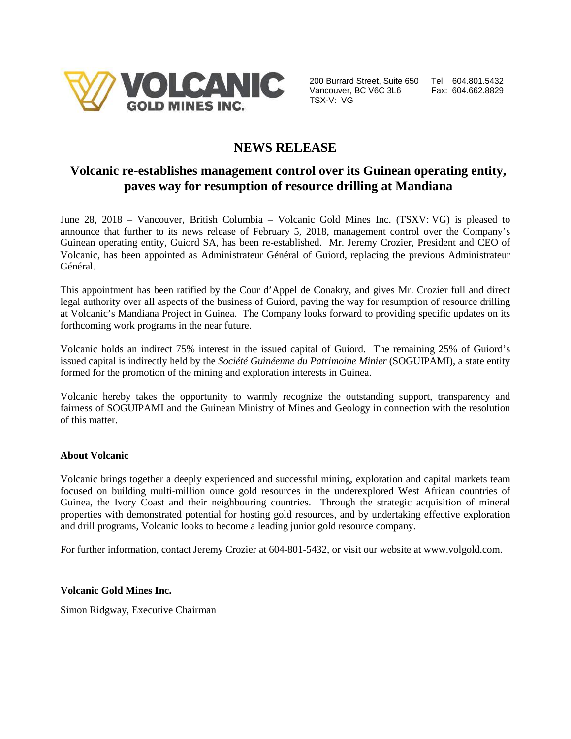VOLCANIC GOLD MINES INC.

200 Burrard Street, Suite 650
Vancouver, BC V6C 3L6
TSX-V: VG

Tel: 604.801.5432
Fax: 604.662.8829

# NEWS RELEASE

## Volcanic re-establishes management control over its Guinean operating entity, paves way for resumption of resource drilling at Mandiana

June 28, 2018 – Vancouver, British Columbia – Volcanic Gold Mines Inc. (TSXV: VG) is pleased to announce that further to its news release of February 5, 2018, management control over the Company's Guinean operating entity, Guiord SA, has been re-established. Mr. Jeremy Crozier, President and CEO of Volcanic, has been appointed as Administrateur Général of Guiord, replacing the previous Administrateur Général.

This appointment has been ratified by the Cour d'Appel de Conakry, and gives Mr. Crozier full and direct legal authority over all aspects of the business of Guiord, paving the way for resumption of resource drilling at Volcanic's Mandiana Project in Guinea. The Company looks forward to providing specific updates on its forthcoming work programs in the near future.

Volcanic holds an indirect 75% interest in the issued capital of Guiord. The remaining 25% of Guiord's issued capital is indirectly held by the *Société Guinéenne du Patrimoine Minier* (SOGUIPAMI), a state entity formed for the promotion of the mining and exploration interests in Guinea.

Volcanic hereby takes the opportunity to warmly recognize the outstanding support, transparency and fairness of SOGUIPAMI and the Guinean Ministry of Mines and Geology in connection with the resolution of this matter.

**About Volcanic**

Volcanic brings together a deeply experienced and successful mining, exploration and capital markets team focused on building multi-million ounce gold resources in the underexplored West African countries of Guinea, the Ivory Coast and their neighbouring countries. Through the strategic acquisition of mineral properties with demonstrated potential for hosting gold resources, and by undertaking effective exploration and drill programs, Volcanic looks to become a leading junior gold resource company.

For further information, contact Jeremy Crozier at 604-801-5432, or visit our website at www.volgold.com.

**Volcanic Gold Mines Inc.**

Simon Ridgway, Executive Chairman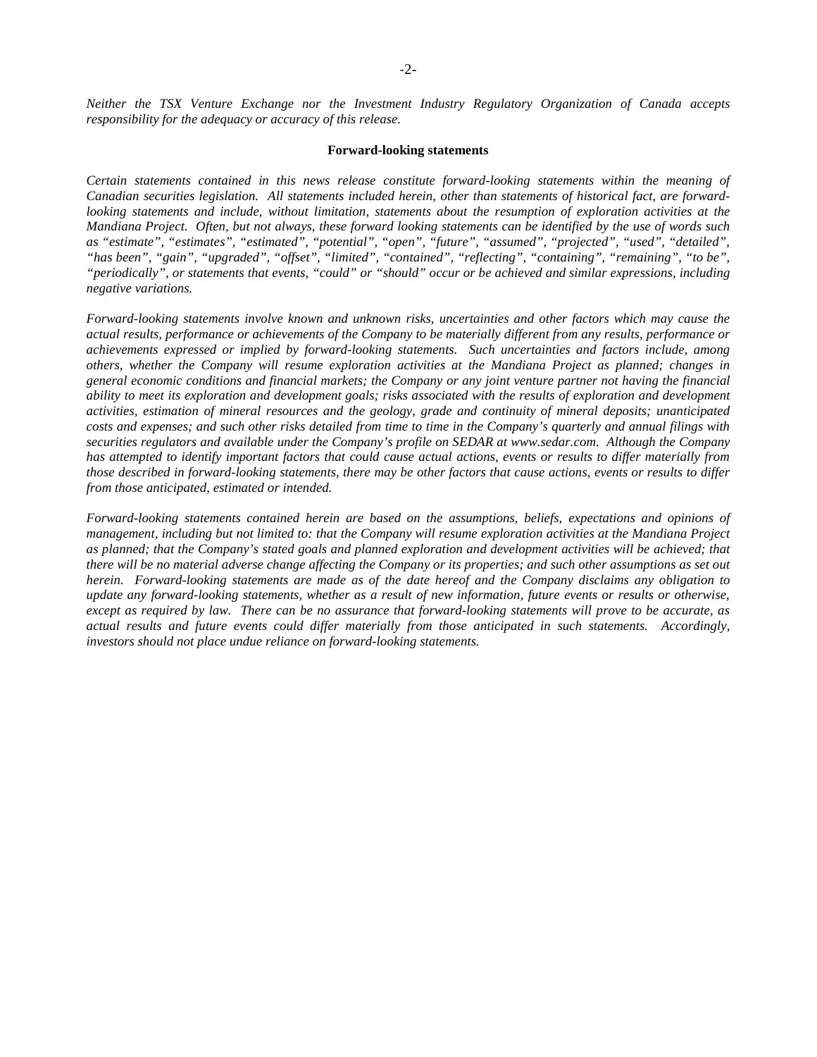*Neither the TSX Venture Exchange nor the Investment Industry Regulatory Organization of Canada accepts responsibility for the adequacy or accuracy of this release.*

**Forward-looking statements**

*Certain statements contained in this news release constitute forward-looking statements within the meaning of Canadian securities legislation. All statements included herein, other than statements of historical fact, are forward-looking statements and include, without limitation, statements about the resumption of exploration activities at the Mandiana Project. Often, but not always, these forward looking statements can be identified by the use of words such as "estimate", "estimates", "estimated", "potential", "open", "future", "assumed", "projected", "used", "detailed", "has been", "gain", "upgraded", "offset", "limited", "contained", "reflecting", "containing", "remaining", "to be", "periodically", or statements that events, "could" or "should" occur or be achieved and similar expressions, including negative variations.*

*Forward-looking statements involve known and unknown risks, uncertainties and other factors which may cause the actual results, performance or achievements of the Company to be materially different from any results, performance or achievements expressed or implied by forward-looking statements. Such uncertainties and factors include, among others, whether the Company will resume exploration activities at the Mandiana Project as planned; changes in general economic conditions and financial markets; the Company or any joint venture partner not having the financial ability to meet its exploration and development goals; risks associated with the results of exploration and development activities, estimation of mineral resources and the geology, grade and continuity of mineral deposits; unanticipated costs and expenses; and such other risks detailed from time to time in the Company's quarterly and annual filings with securities regulators and available under the Company's profile on SEDAR at www.sedar.com. Although the Company has attempted to identify important factors that could cause actual actions, events or results to differ materially from those described in forward-looking statements, there may be other factors that cause actions, events or results to differ from those anticipated, estimated or intended.*

*Forward-looking statements contained herein are based on the assumptions, beliefs, expectations and opinions of management, including but not limited to: that the Company will resume exploration activities at the Mandiana Project as planned; that the Company's stated goals and planned exploration and development activities will be achieved; that there will be no material adverse change affecting the Company or its properties; and such other assumptions as set out herein. Forward-looking statements are made as of the date hereof and the Company disclaims any obligation to update any forward-looking statements, whether as a result of new information, future events or results or otherwise, except as required by law. There can be no assurance that forward-looking statements will prove to be accurate, as actual results and future events could differ materially from those anticipated in such statements. Accordingly, investors should not place undue reliance on forward-looking statements.*